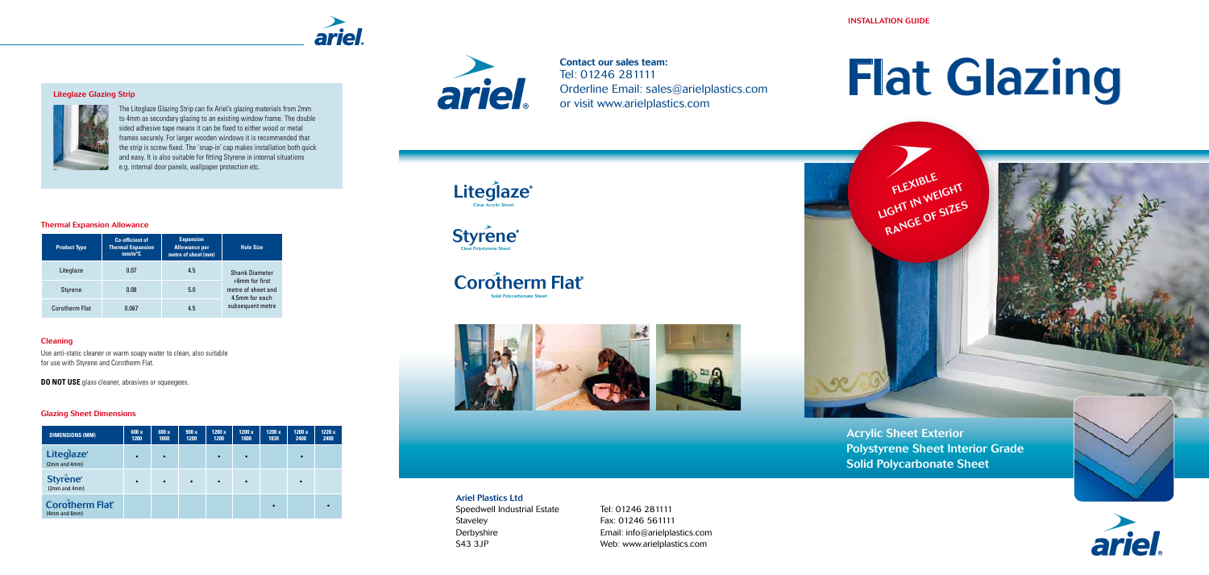## Liteglaze Glazing Strip

The Liteglaze Glazing Strip can fix Ariel's glazing materials from 2mm to 4mm as secondary glazing to an existing window frame. The double sided adhesive tape means it can be fixed to either wood or metal frames securely. For larger wooden windows it is recommended that the strip is screw fixed. The 'snap-in' cap makes installation both quick and easy. It is also suitable for fitting Styrene in internal situations e.g. internal door panels, wallpaper protection etc.

### Thermal Expansion Allowance

| Product Type | Co-efficient of Thermal Expansion mm/m°C | Expansion Allowance per metre of sheet (mm) | Hole Size |
|---|---|---|---|
| Liteglaze | 0.07 | 4.5 | Shank Diameter +6mm for first metre of sheet and 4.5mm for each subsequent metre |
| Styrene | 0.08 | 5.0 | |
| Corotherm Flat | 0.067 | 4.5 | |

### Cleaning

Use anti-static cleaner or warm soapy water to clean, also suitable for use with Styrene and Corotherm Flat.

**DO NOT USE** glass cleaner, abrasives or squeegees.

### Glazing Sheet Dimensions

| DIMENSIONS (MM) | 600 x 1200 | 600 x 1800 | 900 x 1200 | 1200 x 1200 | 1200 x 1800 | 1200 x 1830 | 1200 x 2400 | 1220 x 2400 |
|---|---|---|---|---|---|---|---|---|
| Liteglaze® (2mm and 4mm) | • | • | | • | • | | • | |
| Styrene® (2mm and 4mm) | • | • | • | • | • | | • | |
| Corotherm Flat® (4mm and 6mm) | | | | | | • | | • |

**Contact our sales team:**
Tel: 01246 281111
Orderline Email: sales@arielplastics.com
or visit www.arielplastics.com

Liteglaze® Clear Acrylic Sheet

Styrene® Clear Polystyrene Sheet

Corotherm Flat® Solid Polycarbonate Sheet

**Ariel Plastics Ltd**
Speedwell Industrial Estate
Staveley
Derbyshire
S43 3JP

Tel: 01246 281111
Fax: 01246 561111
Email: info@arielplastics.com
Web: www.arielplastics.com

INSTALLATION GUIDE

# Flat Glazing

FLEXIBLE
LIGHT IN WEIGHT
RANGE OF SIZES

Acrylic Sheet Exterior
Polystyrene Sheet Interior Grade
Solid Polycarbonate Sheet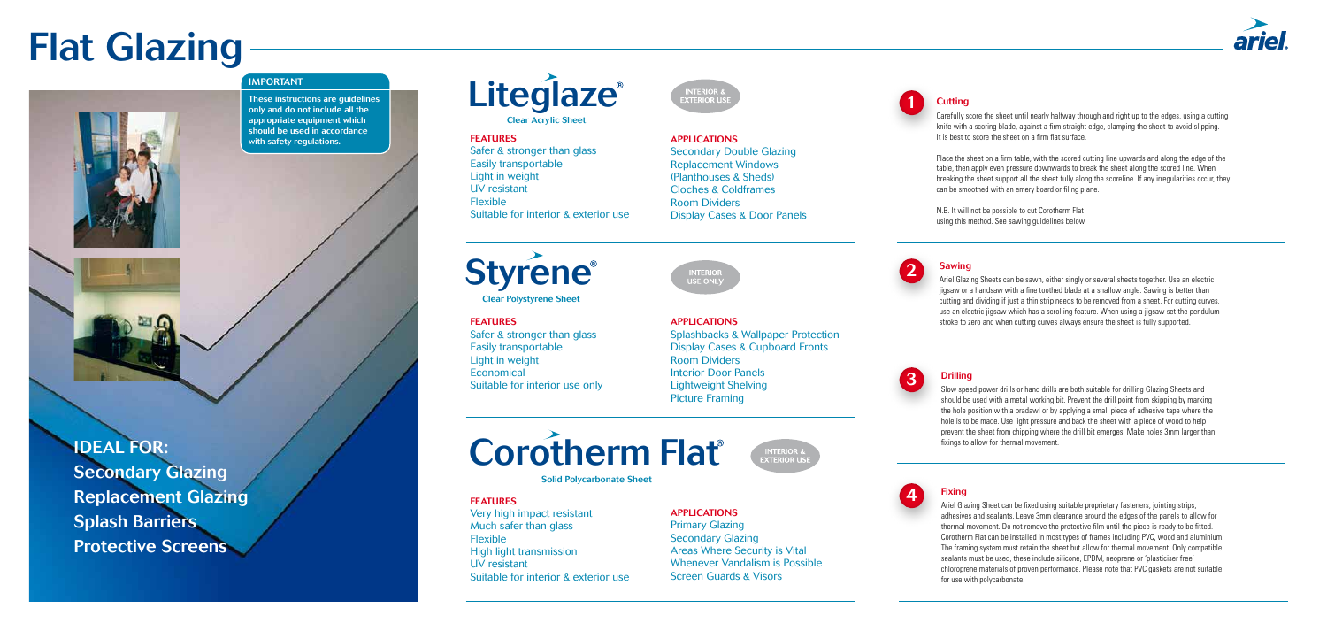# Flat Glazing

### IMPORTANT

These instructions are guidelines only and do not include all the appropriate equipment which should be used in accordance with safety regulations.

**IDEAL FOR:**
Secondary Glazing
Replacement Glazing
Splash Barriers
Protective Screens

## Liteglaze®

**Clear Acrylic Sheet**

INTERIOR & EXTERIOR USE

**FEATURES**
- Safer & stronger than glass
- Easily transportable
- Light in weight
- UV resistant
- Flexible
- Suitable for interior & exterior use

**APPLICATIONS**
- Secondary Double Glazing
- Replacement Windows (Planthouses & Sheds)
- Cloches & Coldframes
- Room Dividers
- Display Cases & Door Panels

## Styrene®

**Clear Polystyrene Sheet**

INTERIOR USE ONLY

**FEATURES**
- Safer & stronger than glass
- Easily transportable
- Light in weight
- Economical
- Suitable for interior use only

**APPLICATIONS**
- Splashbacks & Wallpaper Protection
- Display Cases & Cupboard Fronts
- Room Dividers
- Interior Door Panels
- Lightweight Shelving
- Picture Framing

## Corotherm Flat®

**Solid Polycarbonate Sheet**

INTERIOR & EXTERIOR USE

**FEATURES**
- Very high impact resistant
- Much safer than glass
- Flexible
- High light transmission
- UV resistant
- Suitable for interior & exterior use

**APPLICATIONS**
- Primary Glazing
- Secondary Glazing
- Areas Where Security is Vital
- Whenever Vandalism is Possible
- Screen Guards & Visors

### 1 Cutting

Carefully score the sheet until nearly halfway through and right up to the edges, using a cutting knife with a scoring blade, against a firm straight edge, clamping the sheet to avoid slipping. It is best to score the sheet on a firm flat surface.

Place the sheet on a firm table, with the scored cutting line upwards and along the edge of the table, then apply even pressure downwards to break the sheet along the scored line. When breaking the sheet support all the sheet fully along the scoreline. If any irregularities occur, they can be smoothed with an emery board or filing plane.

N.B. It will not be possible to cut Corotherm Flat using this method. See sawing guidelines below.

### 2 Sawing

Ariel Glazing Sheets can be sawn, either singly or several sheets together. Use an electric jigsaw or a handsaw with a fine toothed blade at a shallow angle. Sawing is better than cutting and dividing if just a thin strip needs to be removed from a sheet. For cutting curves, use an electric jigsaw which has a scrolling feature. When using a jigsaw set the pendulum stroke to zero and when cutting curves always ensure the sheet is fully supported.

### 3 Drilling

Slow speed power drills or hand drills are both suitable for drilling Glazing Sheets and should be used with a metal working bit. Prevent the drill point from skipping by marking the hole position with a bradawl or by applying a small piece of adhesive tape where the hole is to be made. Use light pressure and back the sheet with a piece of wood to help prevent the sheet from chipping where the drill bit emerges. Make holes 3mm larger than fixings to allow for thermal movement.

### 4 Fixing

Ariel Glazing Sheet can be fixed using suitable proprietary fasteners, jointing strips, adhesives and sealants. Leave 3mm clearance around the edges of the panels to allow for thermal movement. Do not remove the protective film until the piece is ready to be fitted. Corotherm Flat can be installed in most types of frames including PVC, wood and aluminium. The framing system must retain the sheet but allow for thermal movement. Only compatible sealants must be used, these include silicone, EPDM, neoprene or 'plasticiser free' chloroprene materials of proven performance. Please note that PVC gaskets are not suitable for use with polycarbonate.